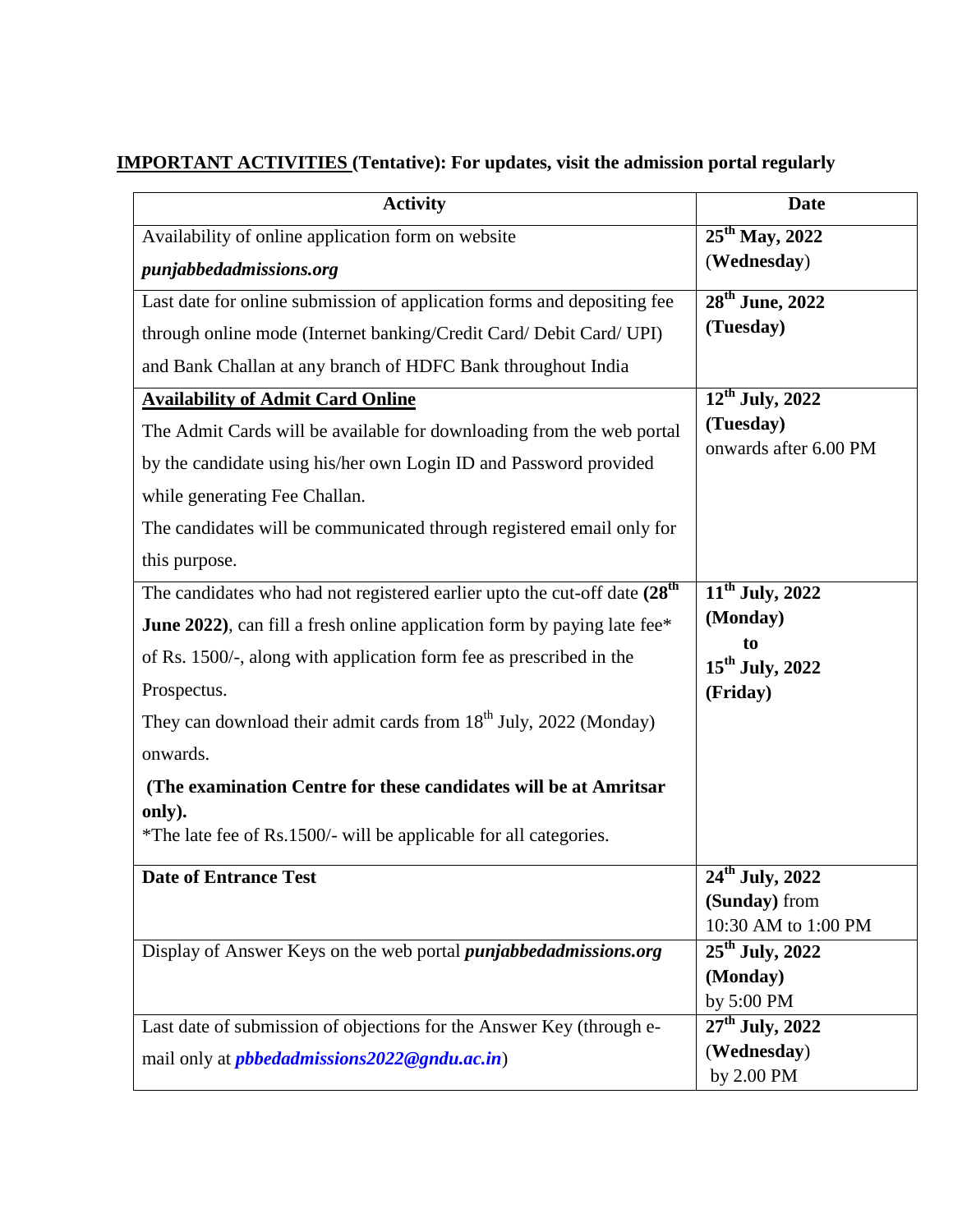**IMPORTANT ACTIVITIES (Tentative): For updates, visit the admission portal regularly**

| Activity | Date |
|---|---|
| Availability of online application form on website ***punjabbedadmissions.org*** | **25th May, 2022** (**Wednesday**) |
| Last date for online submission of application forms and depositing fee through online mode (Internet banking/Credit Card/ Debit Card/ UPI) and Bank Challan at any branch of HDFC Bank throughout India | **28th June, 2022 (Tuesday)** |
| **Availability of Admit Card Online**<br>The Admit Cards will be available for downloading from the web portal by the candidate using his/her own Login ID and Password provided while generating Fee Challan.<br>The candidates will be communicated through registered email only for this purpose. | **12th July, 2022 (Tuesday)** onwards after 6.00 PM |
| The candidates who had not registered earlier upto the cut-off date **(28th June 2022)**, can fill a fresh online application form by paying late fee* of Rs. 1500/-, along with application form fee as prescribed in the Prospectus.<br>They can download their admit cards from 18th July, 2022 (Monday) onwards.<br>**(The examination Centre for these candidates will be at Amritsar only).**<br>*The late fee of Rs.1500/- will be applicable for all categories. | **11th July, 2022 (Monday) to 15th July, 2022 (Friday)** |
| **Date of Entrance Test** | **24th July, 2022 (Sunday)** from 10:30 AM to 1:00 PM |
| Display of Answer Keys on the web portal ***punjabbedadmissions.org*** | **25th July, 2022 (Monday)** by 5:00 PM |
| Last date of submission of objections for the Answer Key (through e-mail only at ***pbbedadmissions2022@gndu.ac.in***) | **27th July, 2022** (**Wednesday**) by 2.00 PM |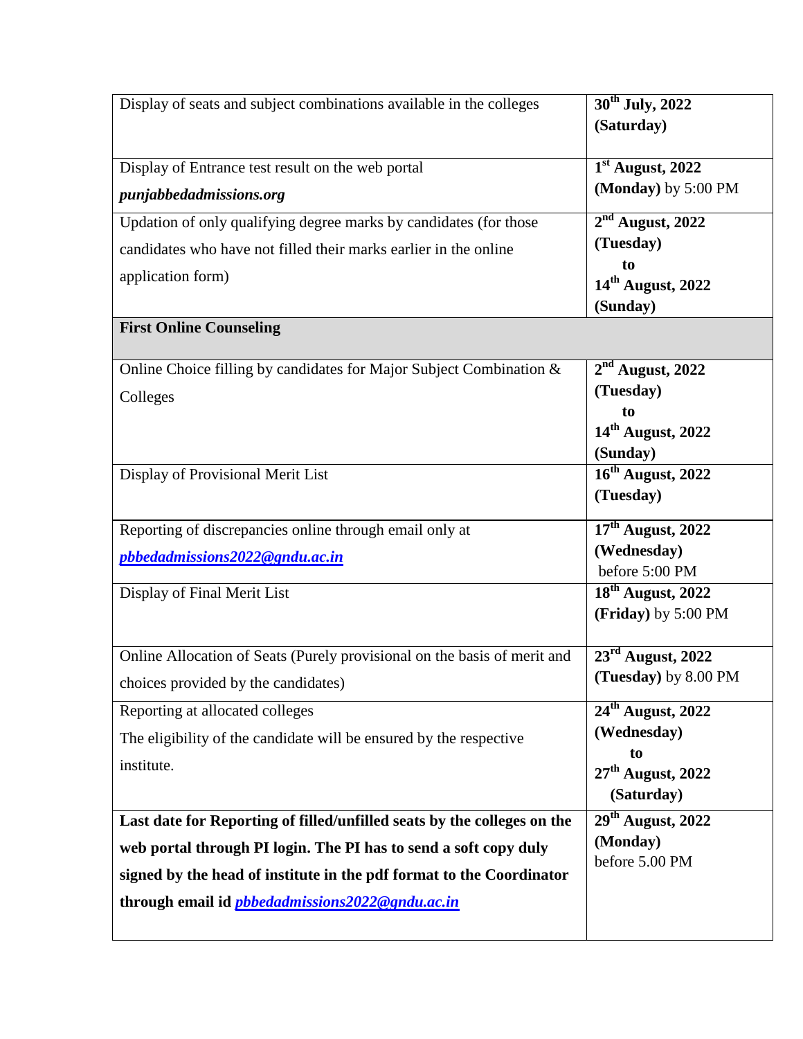| | |
|---|---|
| Display of seats and subject combinations available in the colleges | **30th July, 2022 (Saturday)** |
| Display of Entrance test result on the web portal ***punjabbedadmissions.org*** | **1st August, 2022 (Monday)** by 5:00 PM |
| Updation of only qualifying degree marks by candidates (for those candidates who have not filled their marks earlier in the online application form) | **2nd August, 2022 (Tuesday) to 14th August, 2022 (Sunday)** |
| **First Online Counseling** | |
| Online Choice filling by candidates for Major Subject Combination & Colleges | **2nd August, 2022 (Tuesday) to 14th August, 2022 (Sunday)** |
| Display of Provisional Merit List | **16th August, 2022 (Tuesday)** |
| Reporting of discrepancies online through email only at ***pbbedadmissions2022@gndu.ac.in*** | **17th August, 2022 (Wednesday)** before 5:00 PM |
| Display of Final Merit List | **18th August, 2022 (Friday)** by 5:00 PM |
| Online Allocation of Seats (Purely provisional on the basis of merit and choices provided by the candidates) | **23rd August, 2022 (Tuesday)** by 8.00 PM |
| Reporting at allocated colleges<br>The eligibility of the candidate will be ensured by the respective institute. | **24th August, 2022 (Wednesday) to 27th August, 2022 (Saturday)** |
| **Last date for Reporting of filled/unfilled seats by the colleges on the web portal through PI login. The PI has to send a soft copy duly signed by the head of institute in the pdf format to the Coordinator through email id *pbbedadmissions2022@gndu.ac.in*** | **29th August, 2022 (Monday)** before 5.00 PM |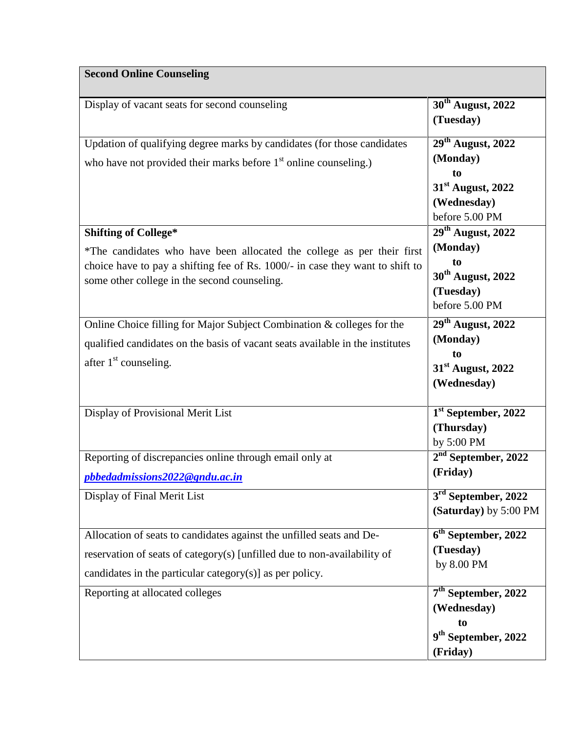| **Second Online Counseling** | |
|---|---|
| Display of vacant seats for second counseling | **30th August, 2022 (Tuesday)** |
| Updation of qualifying degree marks by candidates (for those candidates who have not provided their marks before 1st online counseling.) | **29th August, 2022 (Monday) to 31st August, 2022 (Wednesday)** before 5.00 PM |
| **Shifting of College*** *The candidates who have been allocated the college as per their first choice have to pay a shifting fee of Rs. 1000/- in case they want to shift to some other college in the second counseling. | **29th August, 2022 (Monday) to 30th August, 2022 (Tuesday)** before 5.00 PM |
| Online Choice filling for Major Subject Combination & colleges for the qualified candidates on the basis of vacant seats available in the institutes after 1st counseling. | **29th August, 2022 (Monday) to 31st August, 2022 (Wednesday)** |
| Display of Provisional Merit List | **1st September, 2022 (Thursday)** by 5:00 PM |
| Reporting of discrepancies online through email only at ***pbbedadmissions2022@gndu.ac.in*** | **2nd September, 2022 (Friday)** |
| Display of Final Merit List | **3rd September, 2022 (Saturday)** by 5:00 PM |
| Allocation of seats to candidates against the unfilled seats and De-reservation of seats of category(s) [unfilled due to non-availability of candidates in the particular category(s)] as per policy. | **6th September, 2022 (Tuesday)** by 8.00 PM |
| Reporting at allocated colleges | **7th September, 2022 (Wednesday) to 9th September, 2022 (Friday)** |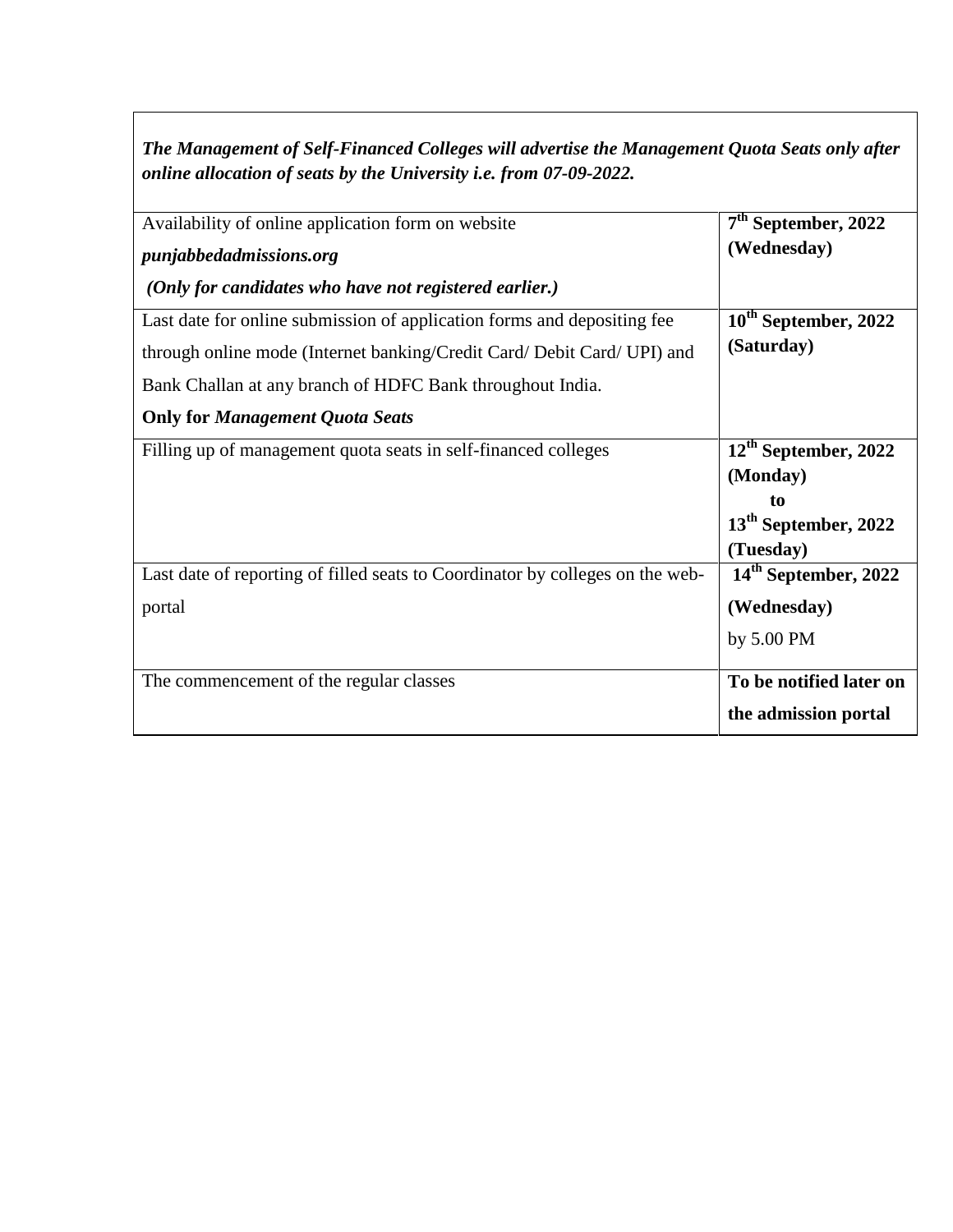***The Management of Self-Financed Colleges will advertise the Management Quota Seats only after online allocation of seats by the University i.e. from 07-09-2022.***

| | |
|---|---|
| Availability of online application form on website ***punjabbedadmissions.org*** ***(Only for candidates who have not registered earlier.)*** | **7th September, 2022 (Wednesday)** |
| Last date for online submission of application forms and depositing fee through online mode (Internet banking/Credit Card/ Debit Card/ UPI) and Bank Challan at any branch of HDFC Bank throughout India. **Only for *Management Quota Seats*** | **10th September, 2022 (Saturday)** |
| Filling up of management quota seats in self-financed colleges | **12th September, 2022 (Monday) to 13th September, 2022 (Tuesday)** |
| Last date of reporting of filled seats to Coordinator by colleges on the web-portal | **14th September, 2022 (Wednesday)** by 5.00 PM |
| The commencement of the regular classes | **To be notified later on the admission portal** |